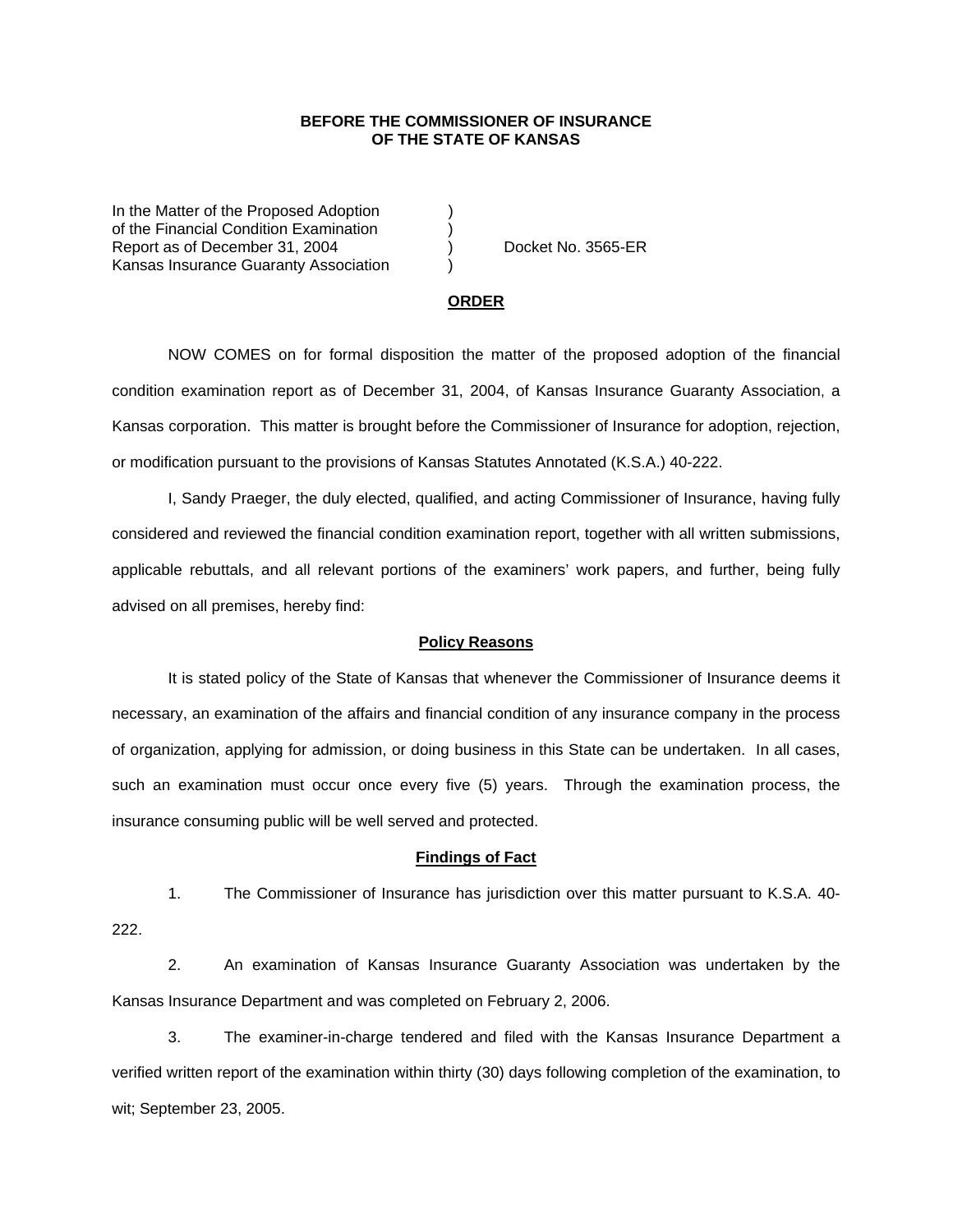**BEFORE THE COMMISSIONER OF INSURANCE**
**OF THE STATE OF KANSAS**

In the Matter of the Proposed Adoption )
of the Financial Condition Examination )
Report as of December 31, 2004 ) Docket No. 3565-ER
Kansas Insurance Guaranty Association )

**ORDER**

NOW COMES on for formal disposition the matter of the proposed adoption of the financial condition examination report as of December 31, 2004, of Kansas Insurance Guaranty Association, a Kansas corporation. This matter is brought before the Commissioner of Insurance for adoption, rejection, or modification pursuant to the provisions of Kansas Statutes Annotated (K.S.A.) 40-222.

I, Sandy Praeger, the duly elected, qualified, and acting Commissioner of Insurance, having fully considered and reviewed the financial condition examination report, together with all written submissions, applicable rebuttals, and all relevant portions of the examiners' work papers, and further, being fully advised on all premises, hereby find:

**Policy Reasons**

It is stated policy of the State of Kansas that whenever the Commissioner of Insurance deems it necessary, an examination of the affairs and financial condition of any insurance company in the process of organization, applying for admission, or doing business in this State can be undertaken. In all cases, such an examination must occur once every five (5) years. Through the examination process, the insurance consuming public will be well served and protected.

**Findings of Fact**

1. The Commissioner of Insurance has jurisdiction over this matter pursuant to K.S.A. 40-222.

2. An examination of Kansas Insurance Guaranty Association was undertaken by the Kansas Insurance Department and was completed on February 2, 2006.

3. The examiner-in-charge tendered and filed with the Kansas Insurance Department a verified written report of the examination within thirty (30) days following completion of the examination, to wit; September 23, 2005.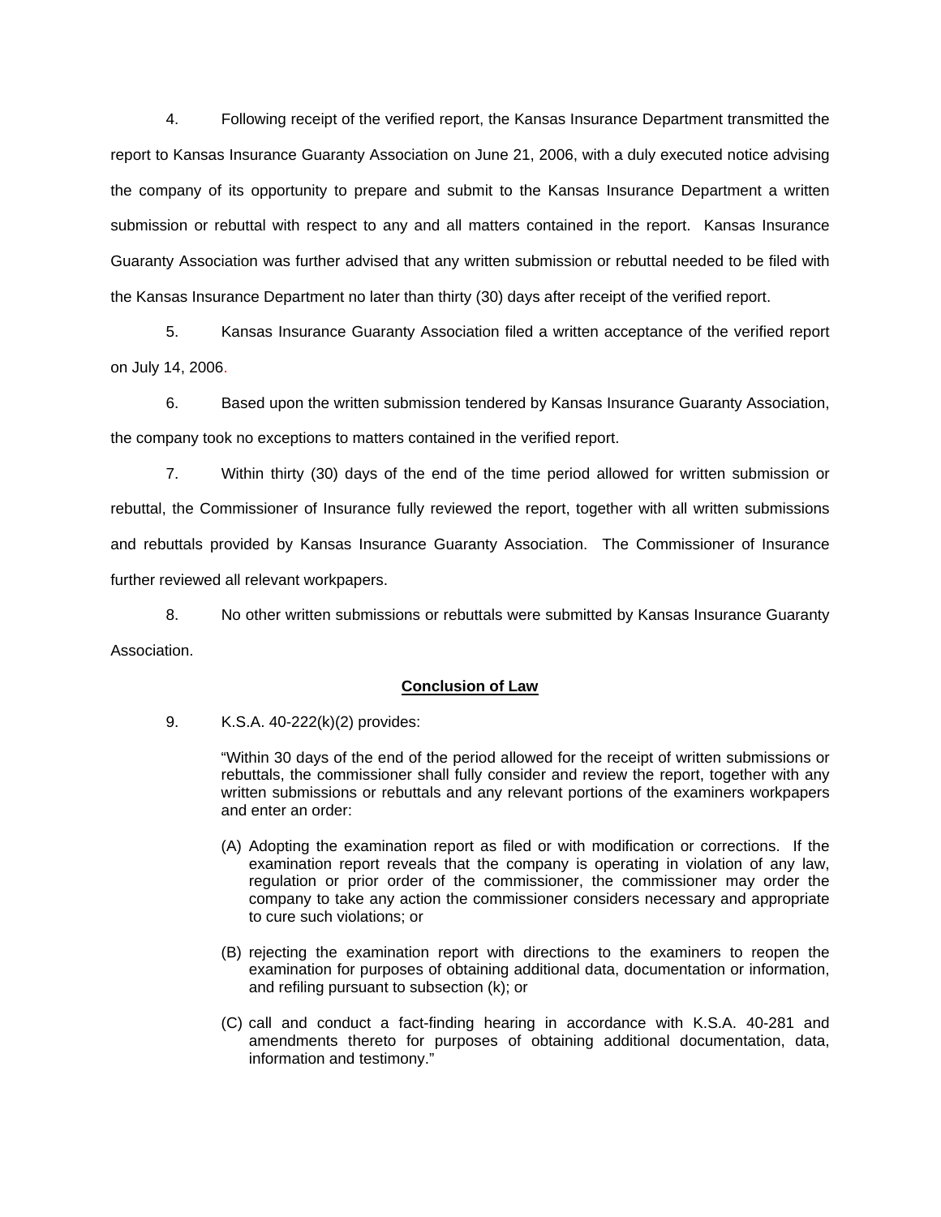4. Following receipt of the verified report, the Kansas Insurance Department transmitted the report to Kansas Insurance Guaranty Association on June 21, 2006, with a duly executed notice advising the company of its opportunity to prepare and submit to the Kansas Insurance Department a written submission or rebuttal with respect to any and all matters contained in the report. Kansas Insurance Guaranty Association was further advised that any written submission or rebuttal needed to be filed with the Kansas Insurance Department no later than thirty (30) days after receipt of the verified report.

5. Kansas Insurance Guaranty Association filed a written acceptance of the verified report on July 14, 2006.

6. Based upon the written submission tendered by Kansas Insurance Guaranty Association, the company took no exceptions to matters contained in the verified report.

7. Within thirty (30) days of the end of the time period allowed for written submission or rebuttal, the Commissioner of Insurance fully reviewed the report, together with all written submissions and rebuttals provided by Kansas Insurance Guaranty Association. The Commissioner of Insurance further reviewed all relevant workpapers.

8. No other written submissions or rebuttals were submitted by Kansas Insurance Guaranty Association.

**Conclusion of Law**

9. K.S.A. 40-222(k)(2) provides:

> "Within 30 days of the end of the period allowed for the receipt of written submissions or rebuttals, the commissioner shall fully consider and review the report, together with any written submissions or rebuttals and any relevant portions of the examiners workpapers and enter an order:
>
> (A) Adopting the examination report as filed or with modification or corrections. If the examination report reveals that the company is operating in violation of any law, regulation or prior order of the commissioner, the commissioner may order the company to take any action the commissioner considers necessary and appropriate to cure such violations; or
>
> (B) rejecting the examination report with directions to the examiners to reopen the examination for purposes of obtaining additional data, documentation or information, and refiling pursuant to subsection (k); or
>
> (C) call and conduct a fact-finding hearing in accordance with K.S.A. 40-281 and amendments thereto for purposes of obtaining additional documentation, data, information and testimony."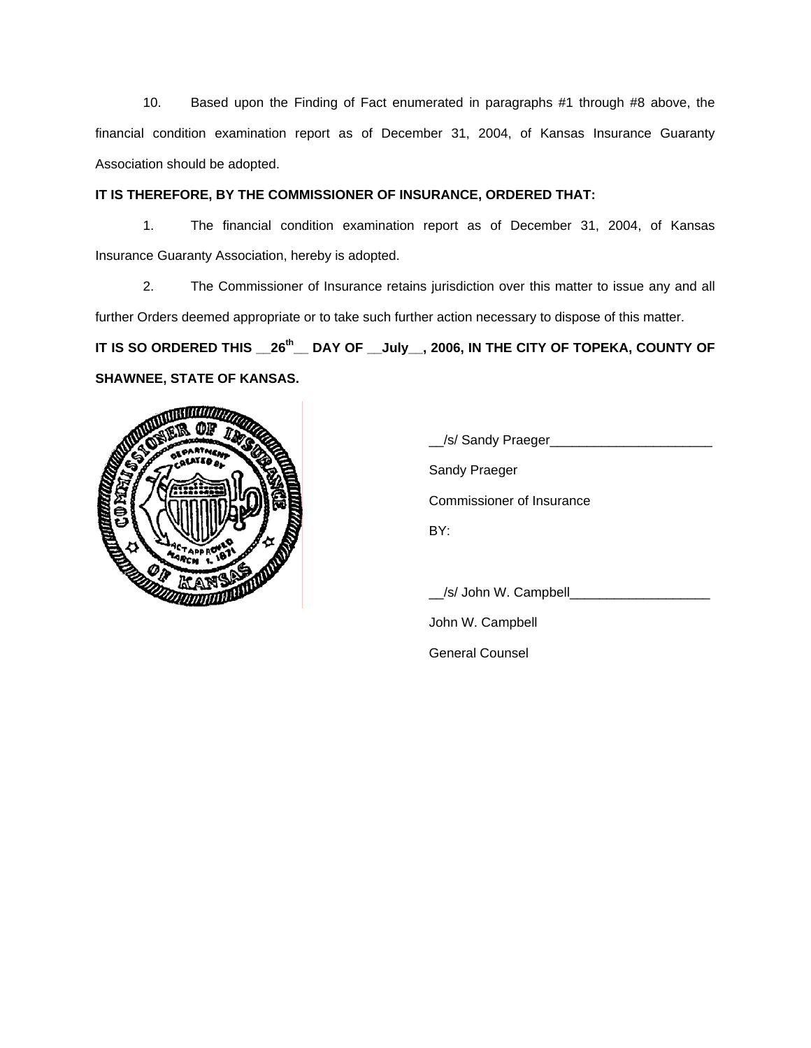10. Based upon the Finding of Fact enumerated in paragraphs #1 through #8 above, the financial condition examination report as of December 31, 2004, of Kansas Insurance Guaranty Association should be adopted.

**IT IS THEREFORE, BY THE COMMISSIONER OF INSURANCE, ORDERED THAT:**

1. The financial condition examination report as of December 31, 2004, of Kansas Insurance Guaranty Association, hereby is adopted.

2. The Commissioner of Insurance retains jurisdiction over this matter to issue any and all further Orders deemed appropriate or to take such further action necessary to dispose of this matter.

**IT IS SO ORDERED THIS __26th__ DAY OF __July__, 2006, IN THE CITY OF TOPEKA, COUNTY OF SHAWNEE, STATE OF KANSAS.**

__/s/ Sandy Praeger______________________

Sandy Praeger

Commissioner of Insurance

BY:

__/s/ John W. Campbell___________________

John W. Campbell

General Counsel